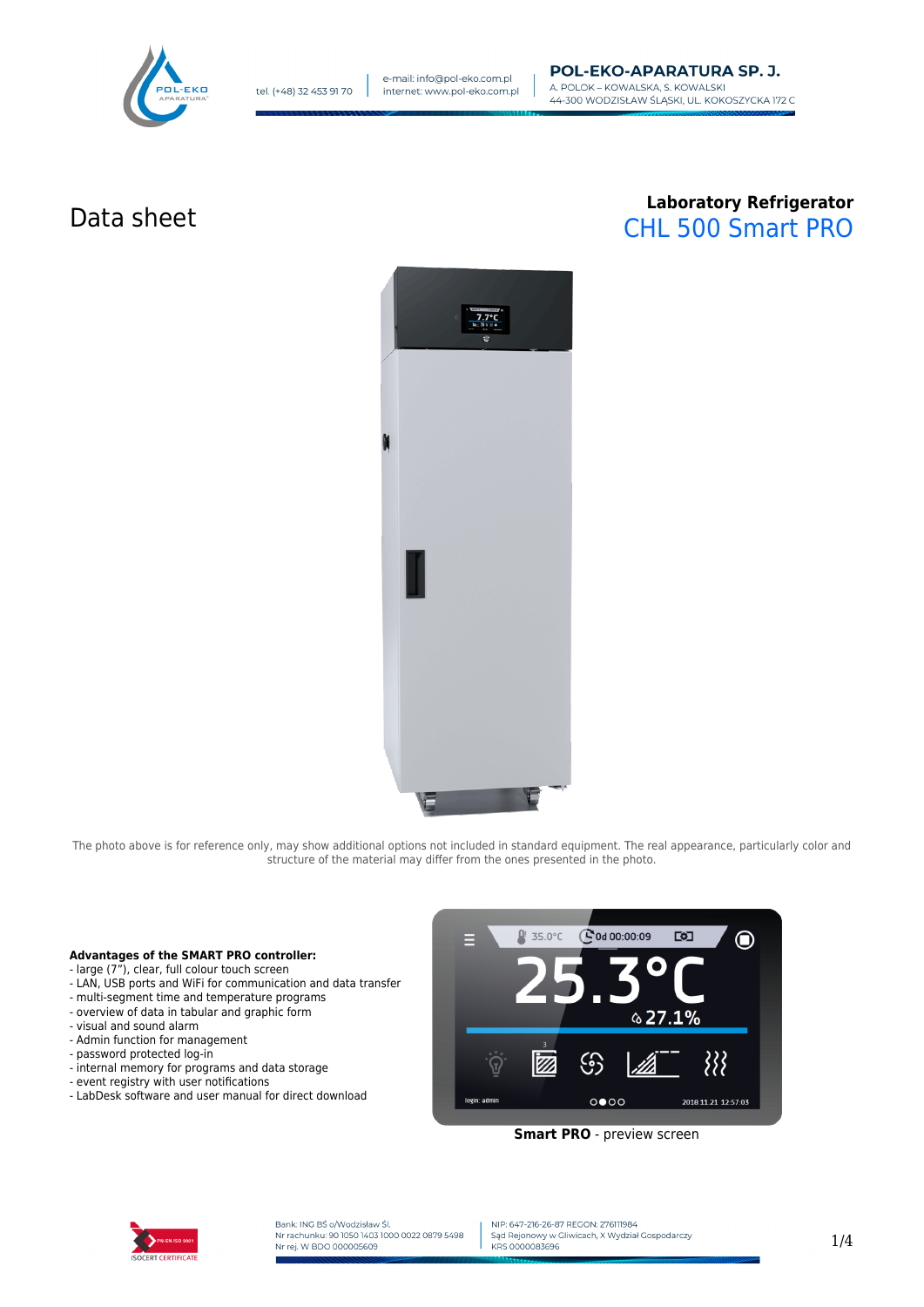# Data sheet

**Laboratory Refrigerator**
CHL 500 Smart PRO

The photo above is for reference only, may show additional options not included in standard equipment. The real appearance, particularly color and structure of the material may differ from the ones presented in the photo.

**Advantages of the SMART PRO controller:**
- large (7"), clear, full colour touch screen
- LAN, USB ports and WiFi for communication and data transfer
- multi-segment time and temperature programs
- overview of data in tabular and graphic form
- visual and sound alarm
- Admin function for management
- password protected log-in
- internal memory for programs and data storage
- event registry with user notifications
- LabDesk software and user manual for direct download

**Smart PRO** - preview screen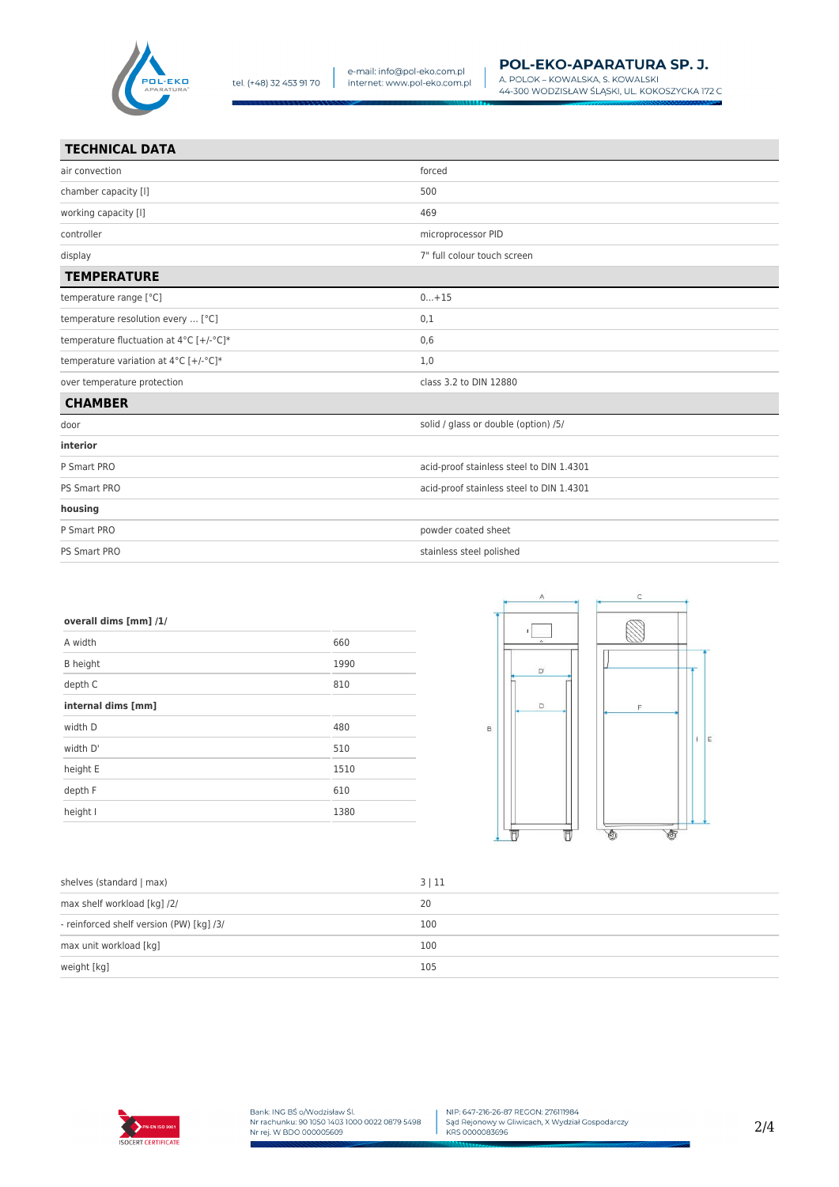## TECHNICAL DATA

| | |
|---|---|
| air convection | forced |
| chamber capacity [l] | 500 |
| working capacity [l] | 469 |
| controller | microprocessor PID |
| display | 7" full colour touch screen |

## TEMPERATURE

| | |
|---|---|
| temperature range [°C] | 0...+15 |
| temperature resolution every ... [°C] | 0,1 |
| temperature fluctuation at 4°C [+/-°C]* | 0,6 |
| temperature variation at 4°C [+/-°C]* | 1,0 |
| over temperature protection | class 3.2 to DIN 12880 |

## CHAMBER

| | |
|---|---|
| door | solid / glass or double (option) /5/ |
| **interior** | |
| P Smart PRO | acid-proof stainless steel to DIN 1.4301 |
| PS Smart PRO | acid-proof stainless steel to DIN 1.4301 |
| **housing** | |
| P Smart PRO | powder coated sheet |
| PS Smart PRO | stainless steel polished |

| **overall dims [mm] /1/** | |
|---|---|
| A width | 660 |
| B height | 1990 |
| depth C | 810 |
| **internal dims [mm]** | |
| width D | 480 |
| width D' | 510 |
| height E | 1510 |
| depth F | 610 |
| height I | 1380 |

| | |
|---|---|
| shelves (standard \| max) | 3 \| 11 |
| max shelf workload [kg] /2/ | 20 |
| - reinforced shelf version (PW) [kg] /3/ | 100 |
| max unit workload [kg] | 100 |
| weight [kg] | 105 |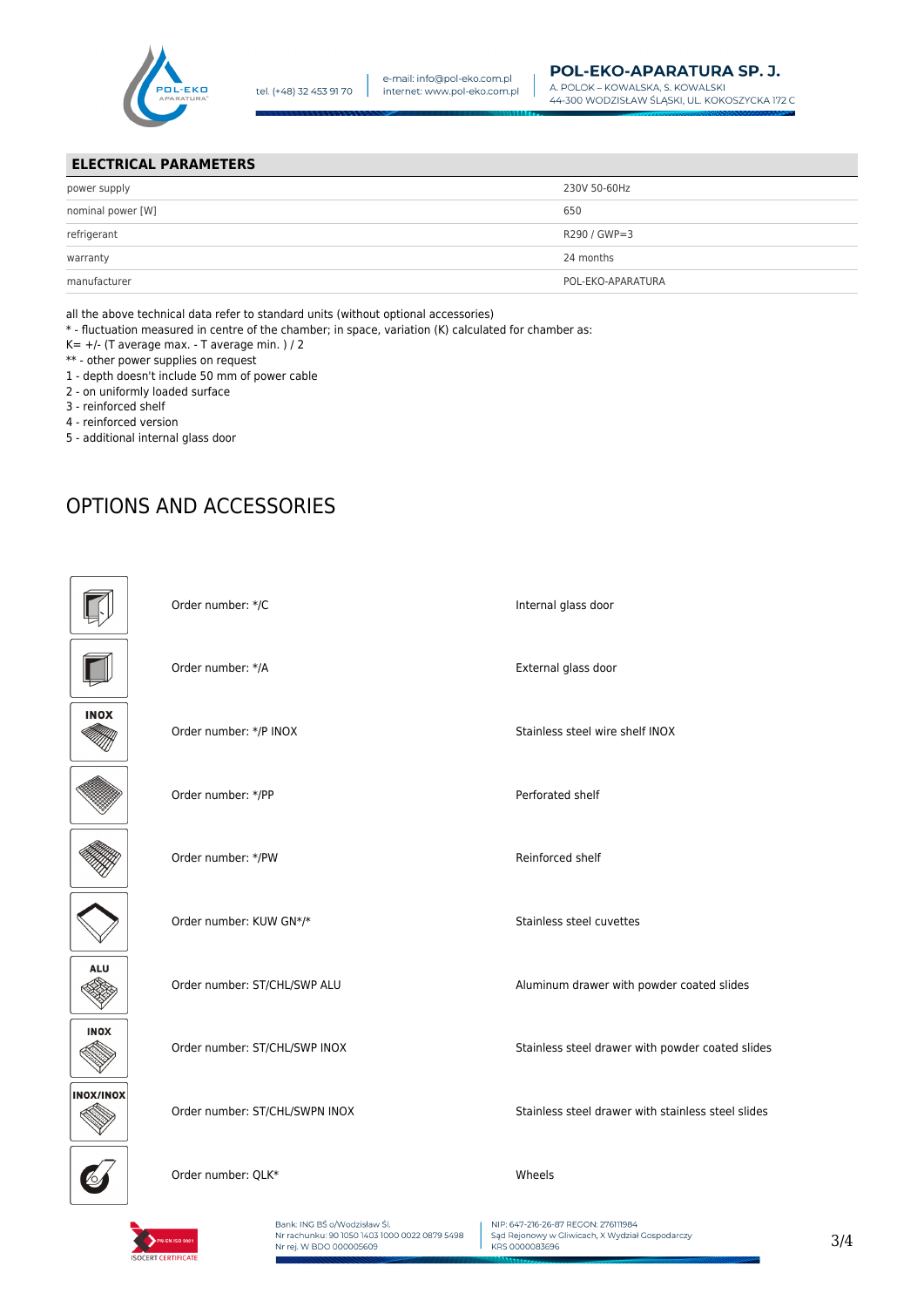## ELECTRICAL PARAMETERS

| | |
|---|---|
| power supply | 230V 50-60Hz |
| nominal power [W] | 650 |
| refrigerant | R290 / GWP=3 |
| warranty | 24 months |
| manufacturer | POL-EKO-APARATURA |

all the above technical data refer to standard units (without optional accessories)
* - fluctuation measured in centre of the chamber; in space, variation (K) calculated for chamber as:
K= +/- (T average max. - T average min. ) / 2
** - other power supplies on request
1 - depth doesn't include 50 mm of power cable
2 - on uniformly loaded surface
3 - reinforced shelf
4 - reinforced version
5 - additional internal glass door

# OPTIONS AND ACCESSORIES

| | Order number | Description |
|---|---|---|
| | Order number: */C | Internal glass door |
| | Order number: */A | External glass door |
| INOX | Order number: */P INOX | Stainless steel wire shelf INOX |
| | Order number: */PP | Perforated shelf |
| | Order number: */PW | Reinforced shelf |
| | Order number: KUW GN*/* | Stainless steel cuvettes |
| ALU | Order number: ST/CHL/SWP ALU | Aluminum drawer with powder coated slides |
| INOX | Order number: ST/CHL/SWP INOX | Stainless steel drawer with powder coated slides |
| INOX/INOX | Order number: ST/CHL/SWPN INOX | Stainless steel drawer with stainless steel slides |
| | Order number: QLK* | Wheels |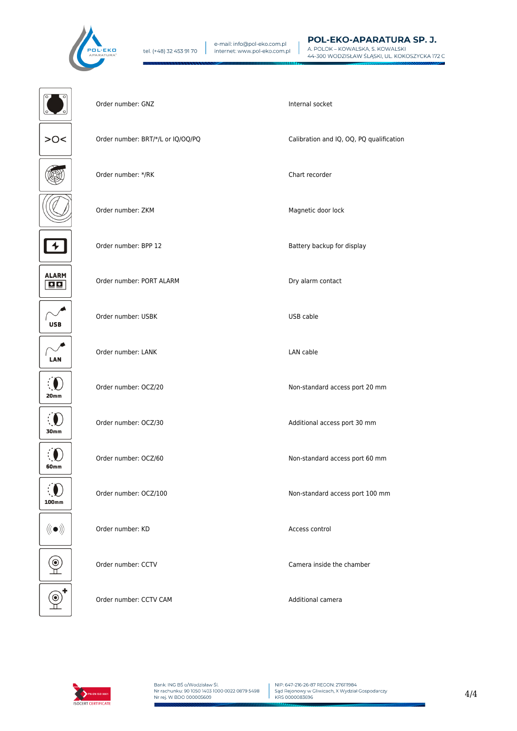| | | |
|---|---|---|
| | Order number: GNZ | Internal socket |
| >O< | Order number: BRT/*/L or IQ/OQ/PQ | Calibration and IQ, OQ, PQ qualification |
| | Order number: */RK | Chart recorder |
| | Order number: ZKM | Magnetic door lock |
| | Order number: BPP 12 | Battery backup for display |
| ALARM | Order number: PORT ALARM | Dry alarm contact |
| USB | Order number: USBK | USB cable |
| LAN | Order number: LANK | LAN cable |
| 20mm | Order number: OCZ/20 | Non-standard access port 20 mm |
| 30mm | Order number: OCZ/30 | Additional access port 30 mm |
| 60mm | Order number: OCZ/60 | Non-standard access port 60 mm |
| 100mm | Order number: OCZ/100 | Non-standard access port 100 mm |
| | Order number: KD | Access control |
| | Order number: CCTV | Camera inside the chamber |
| | Order number: CCTV CAM | Additional camera |